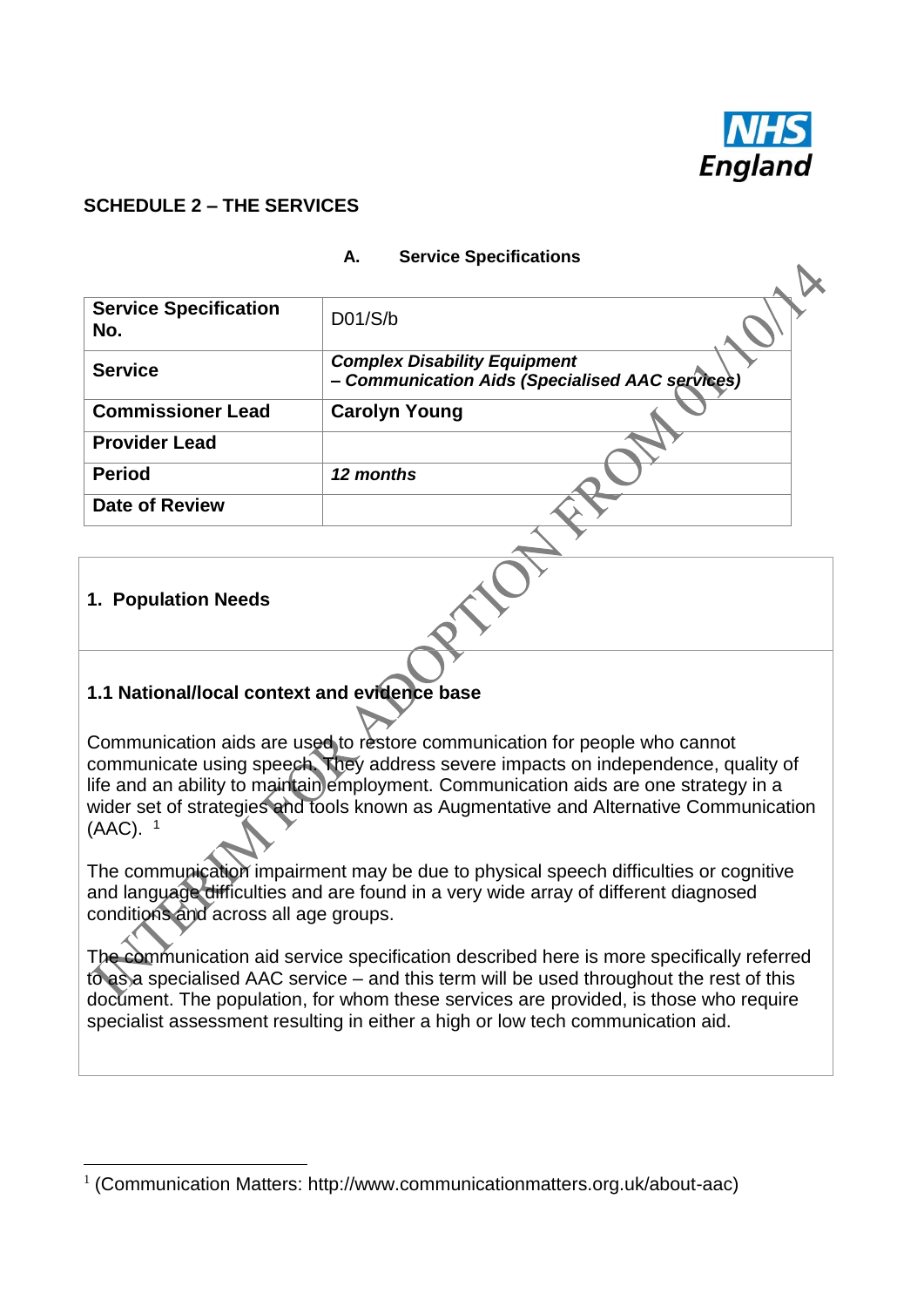NHS England

**SCHEDULE 2 – THE SERVICES**

**A. Service Specifications**

INTERIM FOR ADOPTION FROM 01/10/14

| **Service Specification No.** | D01/S/b |
|---|---|
| **Service** | ***Complex Disability Equipment – Communication Aids (Specialised AAC services)*** |
| **Commissioner Lead** | **Carolyn Young** |
| **Provider Lead** | |
| **Period** | ***12 months*** |
| **Date of Review** | |

## 1. Population Needs

### 1.1 National/local context and evidence base

Communication aids are used to restore communication for people who cannot communicate using speech. They address severe impacts on independence, quality of life and an ability to maintain employment. Communication aids are one strategy in a wider set of strategies and tools known as Augmentative and Alternative Communication (AAC). [1]

The communication impairment may be due to physical speech difficulties or cognitive and language difficulties and are found in a very wide array of different diagnosed conditions and across all age groups.

The communication aid service specification described here is more specifically referred to as a specialised AAC service – and this term will be used throughout the rest of this document. The population, for whom these services are provided, is those who require specialist assessment resulting in either a high or low tech communication aid.

[1] (Communication Matters: http://www.communicationmatters.org.uk/about-aac)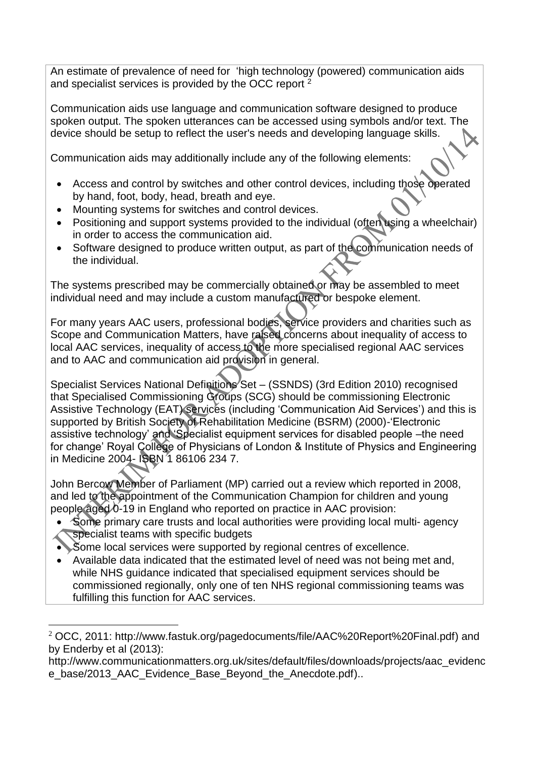An estimate of prevalence of need for 'high technology (powered) communication aids and specialist services is provided by the OCC report [2]

Communication aids use language and communication software designed to produce spoken output. The spoken utterances can be accessed using symbols and/or text. The device should be setup to reflect the user's needs and developing language skills.

Communication aids may additionally include any of the following elements:

- Access and control by switches and other control devices, including those operated by hand, foot, body, head, breath and eye.
- Mounting systems for switches and control devices.
- Positioning and support systems provided to the individual (often using a wheelchair) in order to access the communication aid.
- Software designed to produce written output, as part of the communication needs of the individual.

The systems prescribed may be commercially obtained or may be assembled to meet individual need and may include a custom manufactured or bespoke element.

For many years AAC users, professional bodies, service providers and charities such as Scope and Communication Matters, have raised concerns about inequality of access to local AAC services, inequality of access to the more specialised regional AAC services and to AAC and communication aid provision in general.

Specialist Services National Definitions Set – (SSNDS) (3rd Edition 2010) recognised that Specialised Commissioning Groups (SCG) should be commissioning Electronic Assistive Technology (EAT) services (including 'Communication Aid Services') and this is supported by British Society of Rehabilitation Medicine (BSRM) (2000)-'Electronic assistive technology' and 'Specialist equipment services for disabled people –the need for change' Royal College of Physicians of London & Institute of Physics and Engineering in Medicine 2004- ISBN 1 86106 234 7.

John Bercow Member of Parliament (MP) carried out a review which reported in 2008, and led to the appointment of the Communication Champion for children and young people aged 0-19 in England who reported on practice in AAC provision:

- Some primary care trusts and local authorities were providing local multi- agency specialist teams with specific budgets
- Some local services were supported by regional centres of excellence.
- Available data indicated that the estimated level of need was not being met and, while NHS guidance indicated that specialised equipment services should be commissioned regionally, only one of ten NHS regional commissioning teams was fulfilling this function for AAC services.

---

[2] OCC, 2011: http://www.fastuk.org/pagedocuments/file/AAC%20Report%20Final.pdf) and by Enderby et al (2013): http://www.communicationmatters.org.uk/sites/default/files/downloads/projects/aac_evidence_base/2013_AAC_Evidence_Base_Beyond_the_Anecdote.pdf)..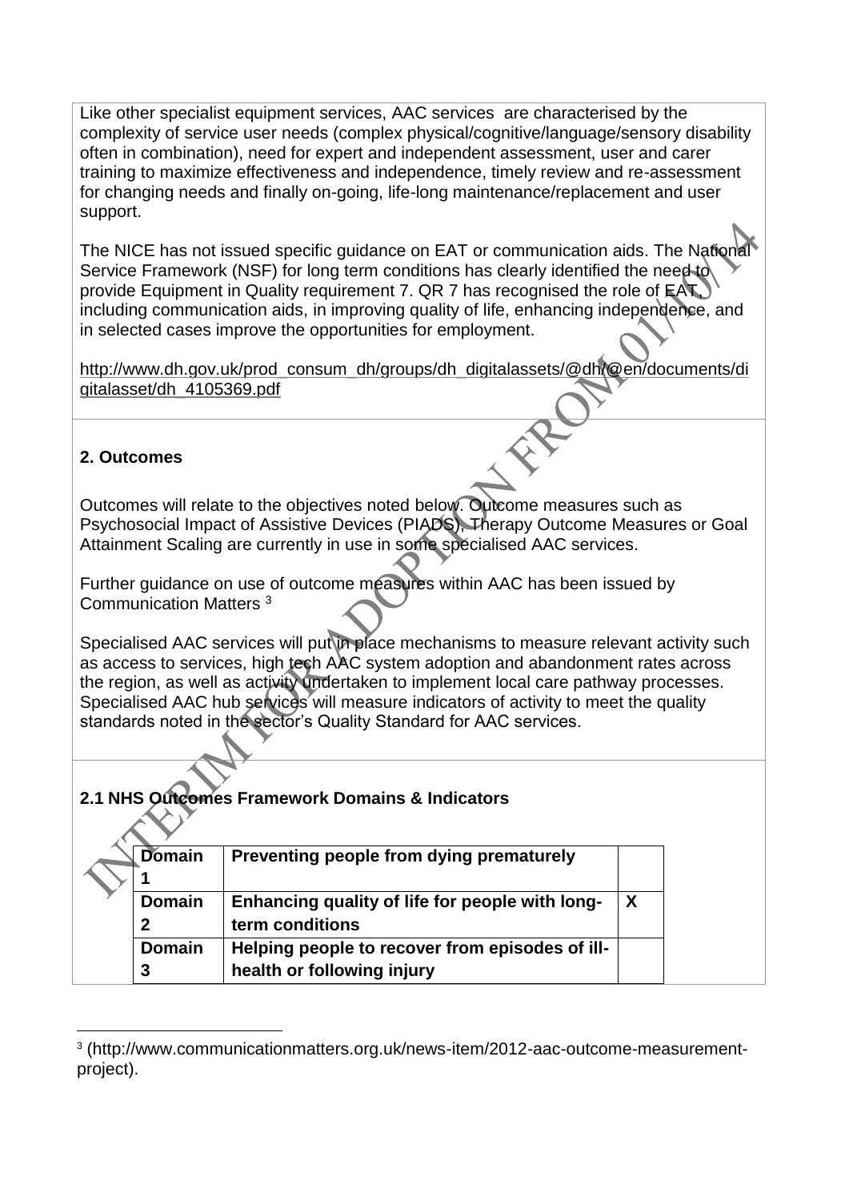Like other specialist equipment services, AAC services are characterised by the complexity of service user needs (complex physical/cognitive/language/sensory disability often in combination), need for expert and independent assessment, user and carer training to maximize effectiveness and independence, timely review and re-assessment for changing needs and finally on-going, life-long maintenance/replacement and user support.

The NICE has not issued specific guidance on EAT or communication aids. The National Service Framework (NSF) for long term conditions has clearly identified the need to provide Equipment in Quality requirement 7. QR 7 has recognised the role of EAT, including communication aids, in improving quality of life, enhancing independence, and in selected cases improve the opportunities for employment.

http://www.dh.gov.uk/prod_consum_dh/groups/dh_digitalassets/@dh/@en/documents/digitalasset/dh_4105369.pdf

**2. Outcomes**

Outcomes will relate to the objectives noted below. Outcome measures such as Psychosocial Impact of Assistive Devices (PIADS), Therapy Outcome Measures or Goal Attainment Scaling are currently in use in some specialised AAC services.

Further guidance on use of outcome measures within AAC has been issued by Communication Matters [3]

Specialised AAC services will put in place mechanisms to measure relevant activity such as access to services, high tech AAC system adoption and abandonment rates across the region, as well as activity undertaken to implement local care pathway processes. Specialised AAC hub services will measure indicators of activity to meet the quality standards noted in the sector's Quality Standard for AAC services.

**2.1 NHS Outcomes Framework Domains & Indicators**

| | | |
|---|---|---|
| **Domain 1** | **Preventing people from dying prematurely** | |
| **Domain 2** | **Enhancing quality of life for people with long-term conditions** | **X** |
| **Domain 3** | **Helping people to recover from episodes of ill-health or following injury** | |

[3] (http://www.communicationmatters.org.uk/news-item/2012-aac-outcome-measurement-project).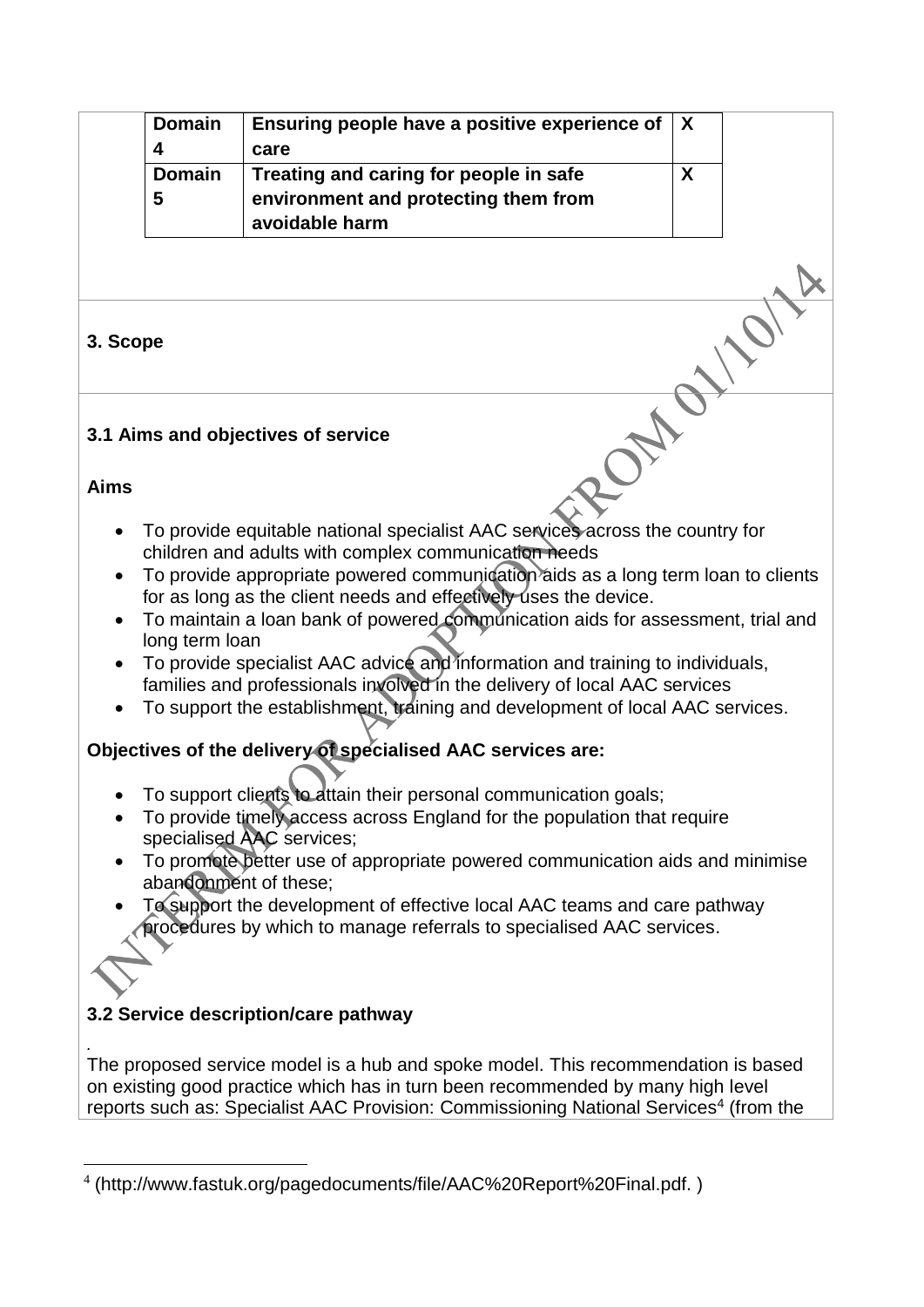| | | |
|---|---|---|
| **Domain 4** | **Ensuring people have a positive experience of care** | **X** |
| **Domain 5** | **Treating and caring for people in safe environment and protecting them from avoidable harm** | **X** |

INTERIM FOR ADOPTION FROM 01/10/14

## 3. Scope

### 3.1 Aims and objectives of service

**Aims**

- To provide equitable national specialist AAC services across the country for children and adults with complex communication needs
- To provide appropriate powered communication aids as a long term loan to clients for as long as the client needs and effectively uses the device.
- To maintain a loan bank of powered communication aids for assessment, trial and long term loan
- To provide specialist AAC advice and information and training to individuals, families and professionals involved in the delivery of local AAC services
- To support the establishment, training and development of local AAC services.

**Objectives of the delivery of specialised AAC services are:**

- To support clients to attain their personal communication goals;
- To provide timely access across England for the population that require specialised AAC services;
- To promote better use of appropriate powered communication aids and minimise abandonment of these;
- To support the development of effective local AAC teams and care pathway procedures by which to manage referrals to specialised AAC services.

### 3.2 Service description/care pathway

.
The proposed service model is a hub and spoke model. This recommendation is based on existing good practice which has in turn been recommended by many high level reports such as: Specialist AAC Provision: Commissioning National Services[4] (from the

[4] (http://www.fastuk.org/pagedocuments/file/AAC%20Report%20Final.pdf. )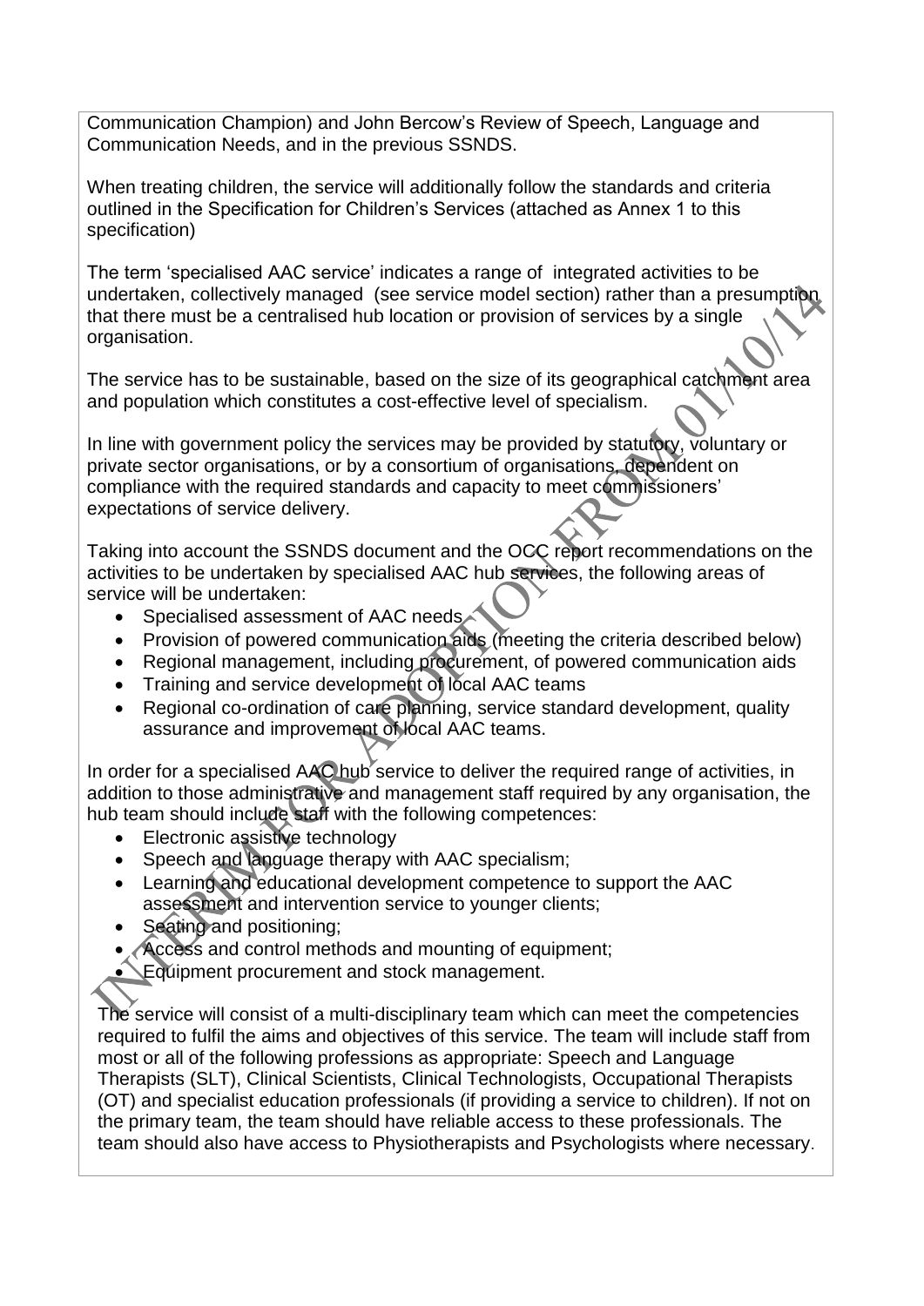Communication Champion) and John Bercow's Review of Speech, Language and Communication Needs, and in the previous SSNDS.

When treating children, the service will additionally follow the standards and criteria outlined in the Specification for Children's Services (attached as Annex 1 to this specification)

The term 'specialised AAC service' indicates a range of integrated activities to be undertaken, collectively managed (see service model section) rather than a presumption that there must be a centralised hub location or provision of services by a single organisation.

The service has to be sustainable, based on the size of its geographical catchment area and population which constitutes a cost-effective level of specialism.

In line with government policy the services may be provided by statutory, voluntary or private sector organisations, or by a consortium of organisations, dependent on compliance with the required standards and capacity to meet commissioners' expectations of service delivery.

Taking into account the SSNDS document and the OCC report recommendations on the activities to be undertaken by specialised AAC hub services, the following areas of service will be undertaken:

- Specialised assessment of AAC needs
- Provision of powered communication aids (meeting the criteria described below)
- Regional management, including procurement, of powered communication aids
- Training and service development of local AAC teams
- Regional co-ordination of care planning, service standard development, quality assurance and improvement of local AAC teams.

In order for a specialised AAC hub service to deliver the required range of activities, in addition to those administrative and management staff required by any organisation, the hub team should include staff with the following competences:

- Electronic assistive technology
- Speech and language therapy with AAC specialism;
- Learning and educational development competence to support the AAC assessment and intervention service to younger clients;
- Seating and positioning;
- Access and control methods and mounting of equipment;
- Equipment procurement and stock management.

The service will consist of a multi-disciplinary team which can meet the competencies required to fulfil the aims and objectives of this service. The team will include staff from most or all of the following professions as appropriate: Speech and Language Therapists (SLT), Clinical Scientists, Clinical Technologists, Occupational Therapists (OT) and specialist education professionals (if providing a service to children). If not on the primary team, the team should have reliable access to these professionals. The team should also have access to Physiotherapists and Psychologists where necessary.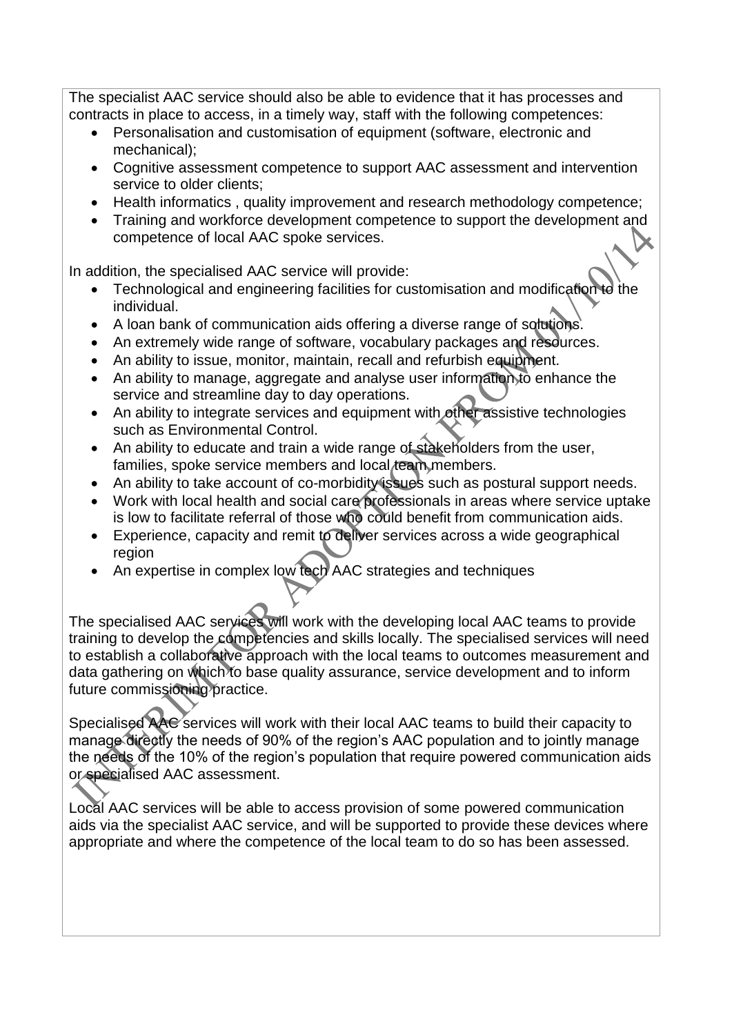The specialist AAC service should also be able to evidence that it has processes and contracts in place to access, in a timely way, staff with the following competences:

- Personalisation and customisation of equipment (software, electronic and mechanical);
- Cognitive assessment competence to support AAC assessment and intervention service to older clients;
- Health informatics , quality improvement and research methodology competence;
- Training and workforce development competence to support the development and competence of local AAC spoke services.

In addition, the specialised AAC service will provide:

- Technological and engineering facilities for customisation and modification to the individual.
- A loan bank of communication aids offering a diverse range of solutions.
- An extremely wide range of software, vocabulary packages and resources.
- An ability to issue, monitor, maintain, recall and refurbish equipment.
- An ability to manage, aggregate and analyse user information to enhance the service and streamline day to day operations.
- An ability to integrate services and equipment with other assistive technologies such as Environmental Control.
- An ability to educate and train a wide range of stakeholders from the user, families, spoke service members and local team members.
- An ability to take account of co-morbidity issues such as postural support needs.
- Work with local health and social care professionals in areas where service uptake is low to facilitate referral of those who could benefit from communication aids.
- Experience, capacity and remit to deliver services across a wide geographical region
- An expertise in complex low tech AAC strategies and techniques

The specialised AAC services will work with the developing local AAC teams to provide training to develop the competencies and skills locally. The specialised services will need to establish a collaborative approach with the local teams to outcomes measurement and data gathering on which to base quality assurance, service development and to inform future commissioning practice.

Specialised AAC services will work with their local AAC teams to build their capacity to manage directly the needs of 90% of the region's AAC population and to jointly manage the needs of the 10% of the region's population that require powered communication aids or specialised AAC assessment.

Local AAC services will be able to access provision of some powered communication aids via the specialist AAC service, and will be supported to provide these devices where appropriate and where the competence of the local team to do so has been assessed.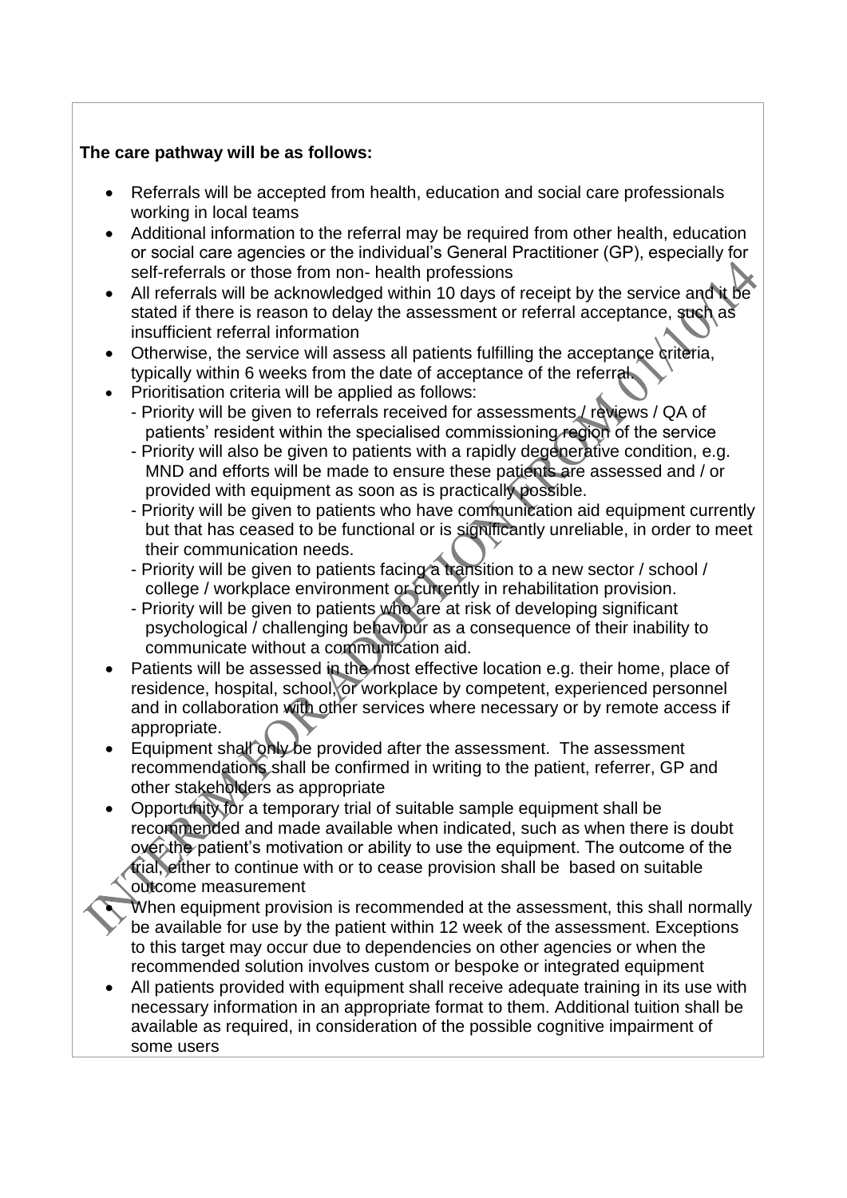**The care pathway will be as follows:**

- Referrals will be accepted from health, education and social care professionals working in local teams
- Additional information to the referral may be required from other health, education or social care agencies or the individual's General Practitioner (GP), especially for self-referrals or those from non- health professions
- All referrals will be acknowledged within 10 days of receipt by the service and it be stated if there is reason to delay the assessment or referral acceptance, such as insufficient referral information
- Otherwise, the service will assess all patients fulfilling the acceptance criteria, typically within 6 weeks from the date of acceptance of the referral.
- Prioritisation criteria will be applied as follows:
  - Priority will be given to referrals received for assessments / reviews / QA of patients' resident within the specialised commissioning region of the service
  - Priority will also be given to patients with a rapidly degenerative condition, e.g. MND and efforts will be made to ensure these patients are assessed and / or provided with equipment as soon as is practically possible.
  - Priority will be given to patients who have communication aid equipment currently but that has ceased to be functional or is significantly unreliable, in order to meet their communication needs.
  - Priority will be given to patients facing a transition to a new sector / school / college / workplace environment or currently in rehabilitation provision.
  - Priority will be given to patients who are at risk of developing significant psychological / challenging behaviour as a consequence of their inability to communicate without a communication aid.
- Patients will be assessed in the most effective location e.g. their home, place of residence, hospital, school, or workplace by competent, experienced personnel and in collaboration with other services where necessary or by remote access if appropriate.
- Equipment shall only be provided after the assessment. The assessment recommendations shall be confirmed in writing to the patient, referrer, GP and other stakeholders as appropriate
- Opportunity for a temporary trial of suitable sample equipment shall be recommended and made available when indicated, such as when there is doubt over the patient's motivation or ability to use the equipment. The outcome of the trial, either to continue with or to cease provision shall be based on suitable outcome measurement
- When equipment provision is recommended at the assessment, this shall normally be available for use by the patient within 12 week of the assessment. Exceptions to this target may occur due to dependencies on other agencies or when the recommended solution involves custom or bespoke or integrated equipment
- All patients provided with equipment shall receive adequate training in its use with necessary information in an appropriate format to them. Additional tuition shall be available as required, in consideration of the possible cognitive impairment of some users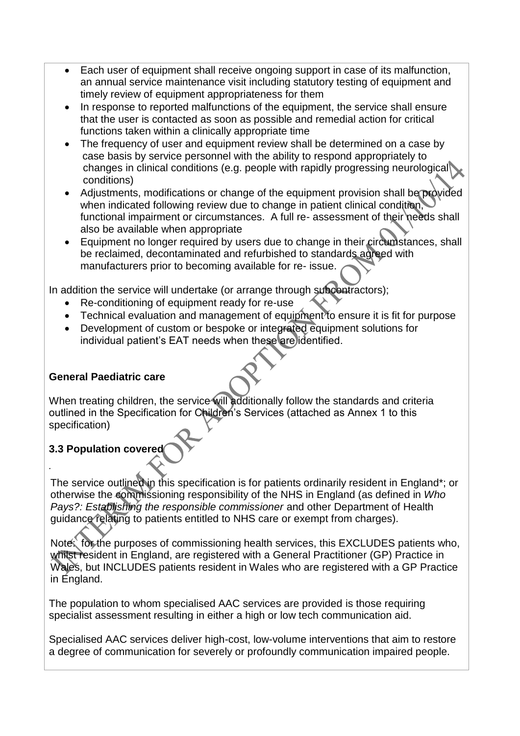- Each user of equipment shall receive ongoing support in case of its malfunction, an annual service maintenance visit including statutory testing of equipment and timely review of equipment appropriateness for them
- In response to reported malfunctions of the equipment, the service shall ensure that the user is contacted as soon as possible and remedial action for critical functions taken within a clinically appropriate time
- The frequency of user and equipment review shall be determined on a case by case basis by service personnel with the ability to respond appropriately to changes in clinical conditions (e.g. people with rapidly progressing neurological conditions)
- Adjustments, modifications or change of the equipment provision shall be provided when indicated following review due to change in patient clinical condition, functional impairment or circumstances. A full re- assessment of their needs shall also be available when appropriate
- Equipment no longer required by users due to change in their circumstances, shall be reclaimed, decontaminated and refurbished to standards agreed with manufacturers prior to becoming available for re- issue.

In addition the service will undertake (or arrange through subcontractors);

- Re-conditioning of equipment ready for re-use
- Technical evaluation and management of equipment to ensure it is fit for purpose
- Development of custom or bespoke or integrated equipment solutions for individual patient's EAT needs when these are identified.

**General Paediatric care**

When treating children, the service will additionally follow the standards and criteria outlined in the Specification for Children's Services (attached as Annex 1 to this specification)

**3.3 Population covered**

The service outlined in this specification is for patients ordinarily resident in England*; or otherwise the commissioning responsibility of the NHS in England (as defined in *Who Pays?: Establishing the responsible commissioner* and other Department of Health guidance relating to patients entitled to NHS care or exempt from charges).

Note: for the purposes of commissioning health services, this EXCLUDES patients who, whilst resident in England, are registered with a General Practitioner (GP) Practice in Wales, but INCLUDES patients resident in Wales who are registered with a GP Practice in England.

The population to whom specialised AAC services are provided is those requiring specialist assessment resulting in either a high or low tech communication aid.

Specialised AAC services deliver high-cost, low-volume interventions that aim to restore a degree of communication for severely or profoundly communication impaired people.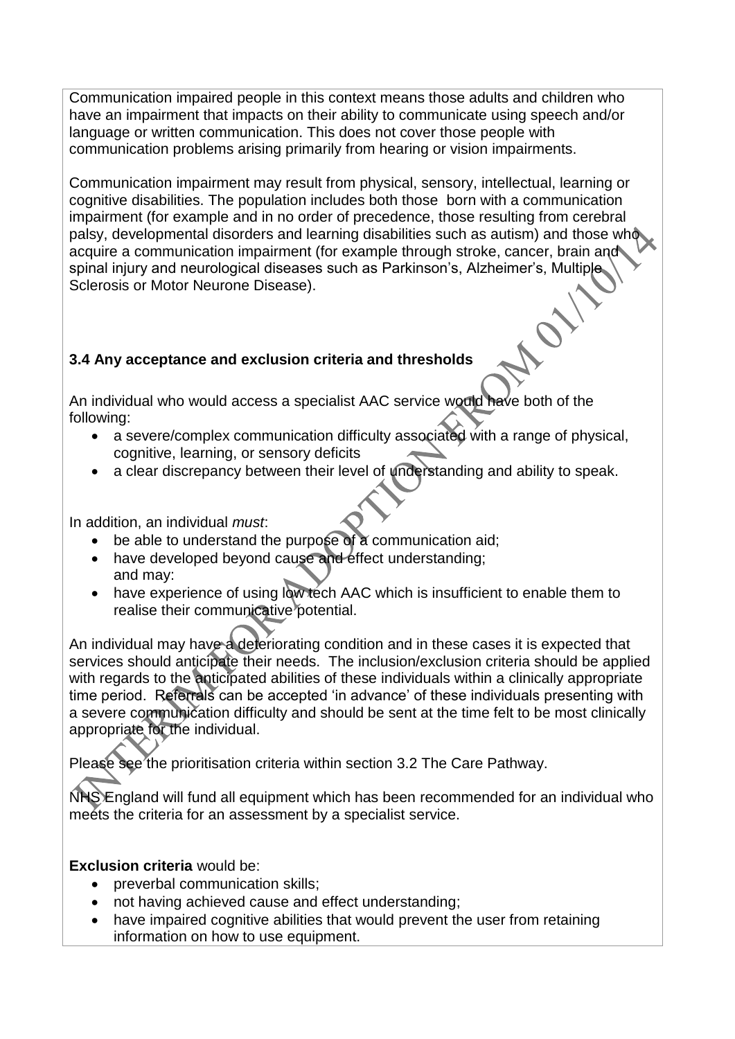Communication impaired people in this context means those adults and children who have an impairment that impacts on their ability to communicate using speech and/or language or written communication. This does not cover those people with communication problems arising primarily from hearing or vision impairments.

Communication impairment may result from physical, sensory, intellectual, learning or cognitive disabilities. The population includes both those born with a communication impairment (for example and in no order of precedence, those resulting from cerebral palsy, developmental disorders and learning disabilities such as autism) and those who acquire a communication impairment (for example through stroke, cancer, brain and spinal injury and neurological diseases such as Parkinson's, Alzheimer's, Multiple Sclerosis or Motor Neurone Disease).

### 3.4 Any acceptance and exclusion criteria and thresholds

An individual who would access a specialist AAC service would have both of the following:

- a severe/complex communication difficulty associated with a range of physical, cognitive, learning, or sensory deficits
- a clear discrepancy between their level of understanding and ability to speak.

In addition, an individual *must*:

- be able to understand the purpose of a communication aid;
- have developed beyond cause and effect understanding;
  and may:
- have experience of using low tech AAC which is insufficient to enable them to realise their communicative potential.

An individual may have a deteriorating condition and in these cases it is expected that services should anticipate their needs. The inclusion/exclusion criteria should be applied with regards to the anticipated abilities of these individuals within a clinically appropriate time period. Referrals can be accepted 'in advance' of these individuals presenting with a severe communication difficulty and should be sent at the time felt to be most clinically appropriate for the individual.

Please see the prioritisation criteria within section 3.2 The Care Pathway.

NHS England will fund all equipment which has been recommended for an individual who meets the criteria for an assessment by a specialist service.

**Exclusion criteria** would be:

- preverbal communication skills;
- not having achieved cause and effect understanding;
- have impaired cognitive abilities that would prevent the user from retaining information on how to use equipment.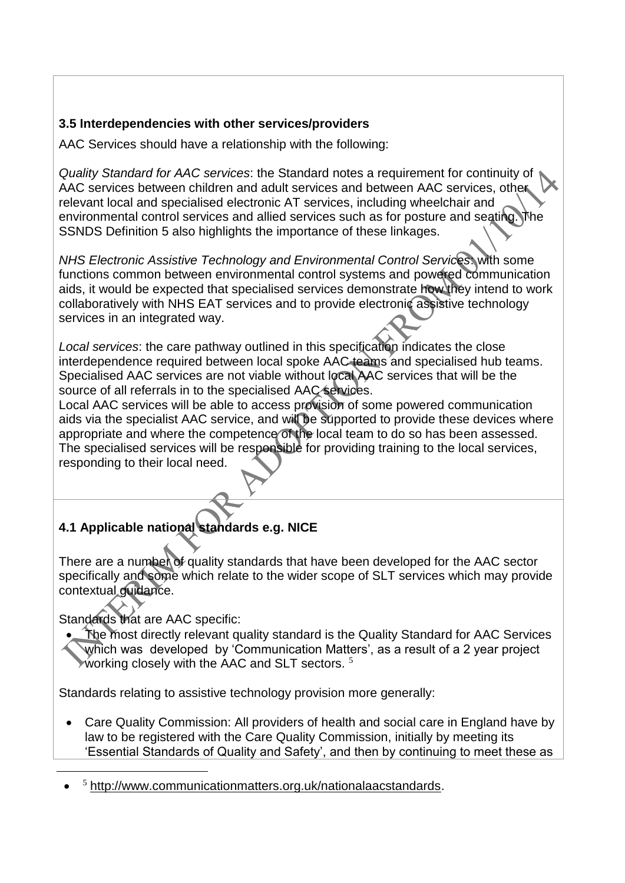### 3.5 Interdependencies with other services/providers

AAC Services should have a relationship with the following:

*Quality Standard for AAC services*: the Standard notes a requirement for continuity of AAC services between children and adult services and between AAC services, other relevant local and specialised electronic AT services, including wheelchair and environmental control services and allied services such as for posture and seating. The SSNDS Definition 5 also highlights the importance of these linkages.

*NHS Electronic Assistive Technology and Environmental Control Services*: with some functions common between environmental control systems and powered communication aids, it would be expected that specialised services demonstrate how they intend to work collaboratively with NHS EAT services and to provide electronic assistive technology services in an integrated way.

*Local services*: the care pathway outlined in this specification indicates the close interdependence required between local spoke AAC teams and specialised hub teams. Specialised AAC services are not viable without local AAC services that will be the source of all referrals in to the specialised AAC services.
Local AAC services will be able to access provision of some powered communication aids via the specialist AAC service, and will be supported to provide these devices where appropriate and where the competence of the local team to do so has been assessed. The specialised services will be responsible for providing training to the local services, responding to their local need.

### 4.1 Applicable national standards e.g. NICE

There are a number of quality standards that have been developed for the AAC sector specifically and some which relate to the wider scope of SLT services which may provide contextual guidance.

Standards that are AAC specific:

- The most directly relevant quality standard is the Quality Standard for AAC Services which was developed by 'Communication Matters', as a result of a 2 year project working closely with the AAC and SLT sectors. [5]

Standards relating to assistive technology provision more generally:

- Care Quality Commission: All providers of health and social care in England have by law to be registered with the Care Quality Commission, initially by meeting its 'Essential Standards of Quality and Safety', and then by continuing to meet these as

---

[5] http://www.communicationmatters.org.uk/nationalaacstandards.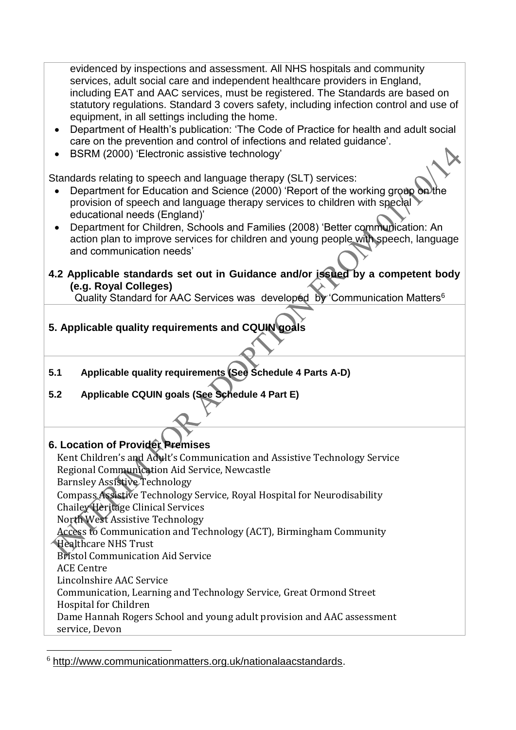evidenced by inspections and assessment. All NHS hospitals and community services, adult social care and independent healthcare providers in England, including EAT and AAC services, must be registered. The Standards are based on statutory regulations. Standard 3 covers safety, including infection control and use of equipment, in all settings including the home.

- Department of Health's publication: 'The Code of Practice for health and adult social care on the prevention and control of infections and related guidance'.
- BSRM (2000) 'Electronic assistive technology'

Standards relating to speech and language therapy (SLT) services:

- Department for Education and Science (2000) 'Report of the working group on the provision of speech and language therapy services to children with special educational needs (England)'
- Department for Children, Schools and Families (2008) 'Better communication: An action plan to improve services for children and young people with speech, language and communication needs'

**4.2 Applicable standards set out in Guidance and/or issued by a competent body (e.g. Royal Colleges)**

Quality Standard for AAC Services was developed by 'Communication Matters[6]

## 5. Applicable quality requirements and CQUIN goals

**5.1 Applicable quality requirements (See Schedule 4 Parts A-D)**

**5.2 Applicable CQUIN goals (See Schedule 4 Part E)**

## 6. Location of Provider Premises

Kent Children's and Adult's Communication and Assistive Technology Service
Regional Communication Aid Service, Newcastle
Barnsley Assistive Technology
Compass Assistive Technology Service, Royal Hospital for Neurodisability
Chailey Heritage Clinical Services
North West Assistive Technology
Access to Communication and Technology (ACT), Birmingham Community Healthcare NHS Trust
Bristol Communication Aid Service
ACE Centre
Lincolnshire AAC Service
Communication, Learning and Technology Service, Great Ormond Street Hospital for Children
Dame Hannah Rogers School and young adult provision and AAC assessment service, Devon

---

[6] http://www.communicationmatters.org.uk/nationalaacstandards.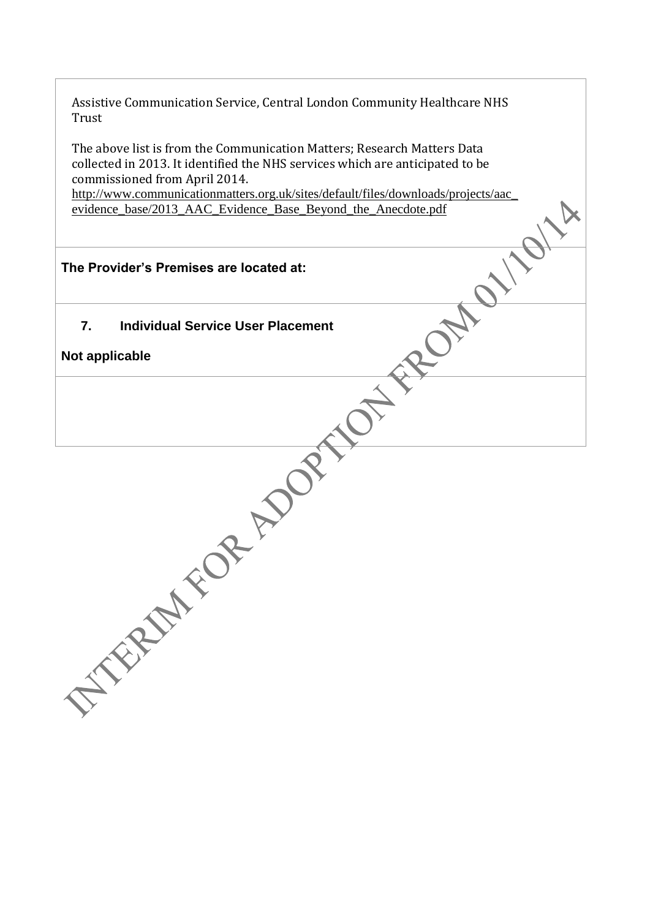Assistive Communication Service, Central London Community Healthcare NHS Trust

The above list is from the Communication Matters; Research Matters Data collected in 2013. It identified the NHS services which are anticipated to be commissioned from April 2014.
http://www.communicationmatters.org.uk/sites/default/files/downloads/projects/aac_evidence_base/2013_AAC_Evidence_Base_Beyond_the_Anecdote.pdf

**The Provider's Premises are located at:**

## 7. Individual Service User Placement

**Not applicable**

INTERIM FOR ADOPTION FROM 01/10/14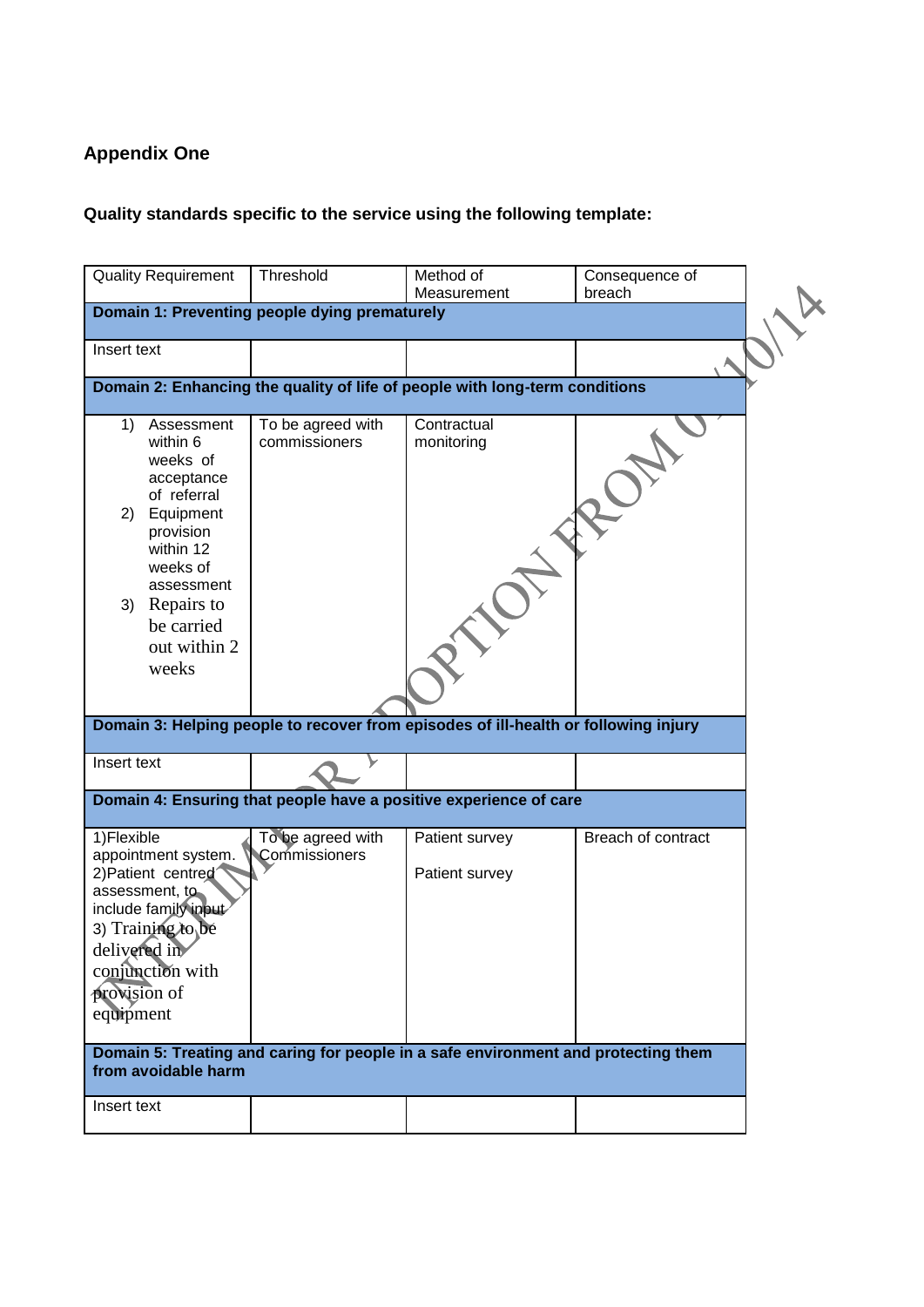## Appendix One

**Quality standards specific to the service using the following template:**

| Quality Requirement | Threshold | Method of Measurement | Consequence of breach |
|---|---|---|---|
| **Domain 1: Preventing people dying prematurely** | | | |
| Insert text | | | |
| **Domain 2: Enhancing the quality of life of people with long-term conditions** | | | |
| 1) Assessment within 6 weeks of acceptance of referral<br>2) Equipment provision within 12 weeks of assessment<br>3) Repairs to be carried out within 2 weeks | To be agreed with commissioners | Contractual monitoring | |
| **Domain 3: Helping people to recover from episodes of ill-health or following injury** | | | |
| Insert text | | | |
| **Domain 4: Ensuring that people have a positive experience of care** | | | |
| 1)Flexible appointment system.<br>2)Patient centred assessment, to include family input<br>3) Training to be delivered in conjunction with provision of equipment | To be agreed with Commissioners | Patient survey<br><br>Patient survey | Breach of contract |
| **Domain 5: Treating and caring for people in a safe environment and protecting them from avoidable harm** | | | |
| Insert text | | | |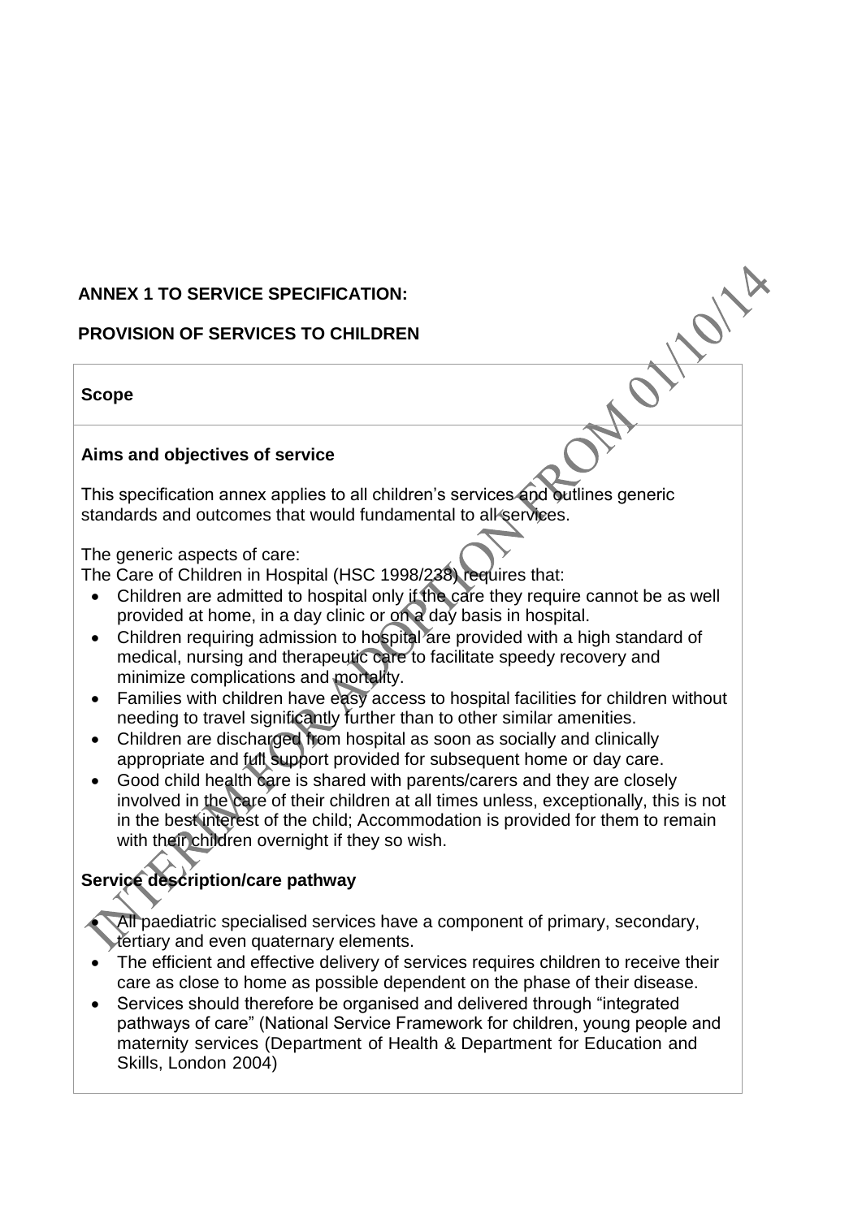**ANNEX 1 TO SERVICE SPECIFICATION:**

**PROVISION OF SERVICES TO CHILDREN**

**Scope**

**Aims and objectives of service**

This specification annex applies to all children's services and outlines generic standards and outcomes that would fundamental to all services.

The generic aspects of care:
The Care of Children in Hospital (HSC 1998/238) requires that:

- Children are admitted to hospital only if the care they require cannot be as well provided at home, in a day clinic or on a day basis in hospital.
- Children requiring admission to hospital are provided with a high standard of medical, nursing and therapeutic care to facilitate speedy recovery and minimize complications and mortality.
- Families with children have easy access to hospital facilities for children without needing to travel significantly further than to other similar amenities.
- Children are discharged from hospital as soon as socially and clinically appropriate and full support provided for subsequent home or day care.
- Good child health care is shared with parents/carers and they are closely involved in the care of their children at all times unless, exceptionally, this is not in the best interest of the child; Accommodation is provided for them to remain with their children overnight if they so wish.

**Service description/care pathway**

- All paediatric specialised services have a component of primary, secondary, tertiary and even quaternary elements.
- The efficient and effective delivery of services requires children to receive their care as close to home as possible dependent on the phase of their disease.
- Services should therefore be organised and delivered through "integrated pathways of care" (National Service Framework for children, young people and maternity services (Department of Health & Department for Education and Skills, London 2004)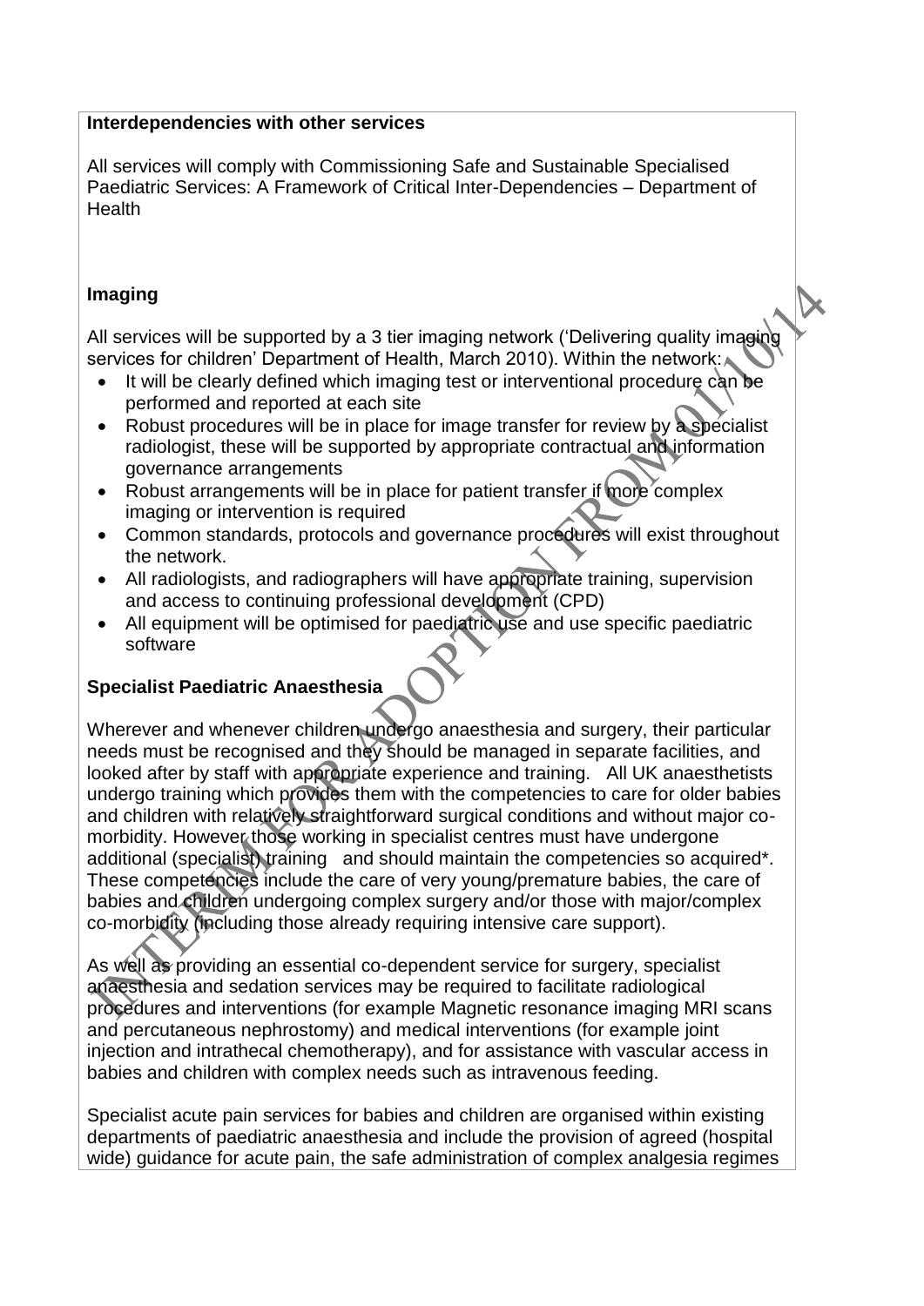**Interdependencies with other services**

All services will comply with Commissioning Safe and Sustainable Specialised Paediatric Services: A Framework of Critical Inter-Dependencies – Department of Health

**Imaging**

All services will be supported by a 3 tier imaging network ('Delivering quality imaging services for children' Department of Health, March 2010). Within the network:

- It will be clearly defined which imaging test or interventional procedure can be performed and reported at each site
- Robust procedures will be in place for image transfer for review by a specialist radiologist, these will be supported by appropriate contractual and information governance arrangements
- Robust arrangements will be in place for patient transfer if more complex imaging or intervention is required
- Common standards, protocols and governance procedures will exist throughout the network.
- All radiologists, and radiographers will have appropriate training, supervision and access to continuing professional development (CPD)
- All equipment will be optimised for paediatric use and use specific paediatric software

**Specialist Paediatric Anaesthesia**

Wherever and whenever children undergo anaesthesia and surgery, their particular needs must be recognised and they should be managed in separate facilities, and looked after by staff with appropriate experience and training. All UK anaesthetists undergo training which provides them with the competencies to care for older babies and children with relatively straightforward surgical conditions and without major co-morbidity. However those working in specialist centres must have undergone additional (specialist) training and should maintain the competencies so acquired*. These competencies include the care of very young/premature babies, the care of babies and children undergoing complex surgery and/or those with major/complex co-morbidity (including those already requiring intensive care support).

As well as providing an essential co-dependent service for surgery, specialist anaesthesia and sedation services may be required to facilitate radiological procedures and interventions (for example Magnetic resonance imaging MRI scans and percutaneous nephrostomy) and medical interventions (for example joint injection and intrathecal chemotherapy), and for assistance with vascular access in babies and children with complex needs such as intravenous feeding.

Specialist acute pain services for babies and children are organised within existing departments of paediatric anaesthesia and include the provision of agreed (hospital wide) guidance for acute pain, the safe administration of complex analgesia regimes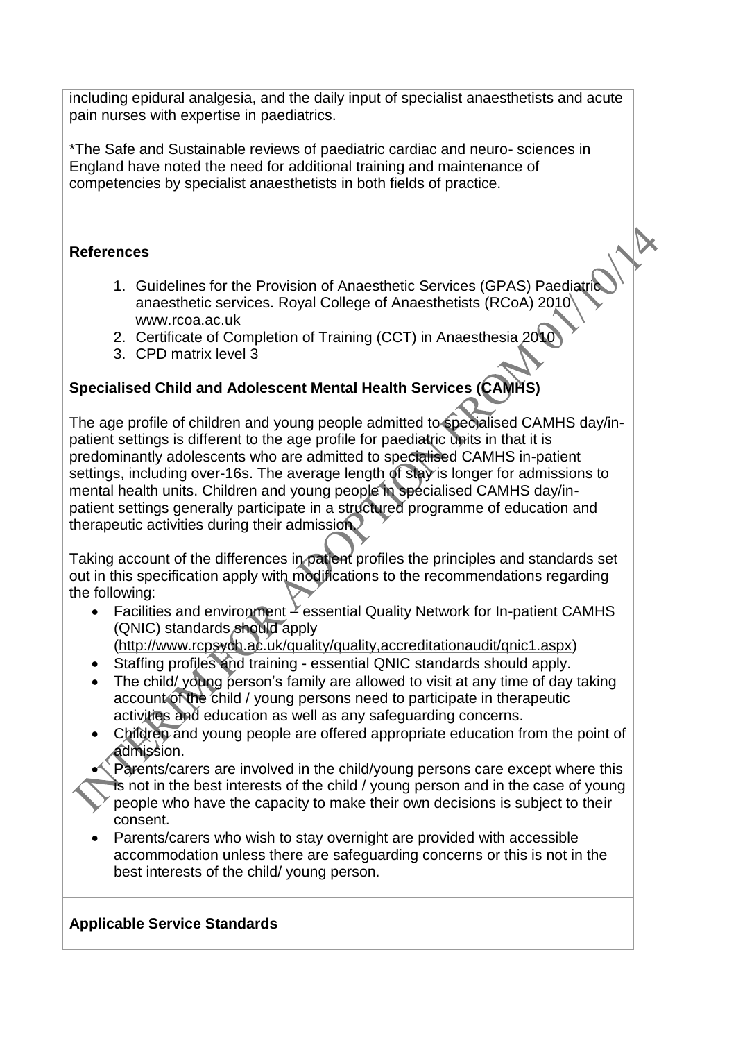including epidural analgesia, and the daily input of specialist anaesthetists and acute pain nurses with expertise in paediatrics.

*The Safe and Sustainable reviews of paediatric cardiac and neuro- sciences in England have noted the need for additional training and maintenance of competencies by specialist anaesthetists in both fields of practice.

**References**

1. Guidelines for the Provision of Anaesthetic Services (GPAS) Paediatric anaesthetic services. Royal College of Anaesthetists (RCoA) 2010 www.rcoa.ac.uk
2. Certificate of Completion of Training (CCT) in Anaesthesia 2010
3. CPD matrix level 3

**Specialised Child and Adolescent Mental Health Services (CAMHS)**

The age profile of children and young people admitted to specialised CAMHS day/in-patient settings is different to the age profile for paediatric units in that it is predominantly adolescents who are admitted to specialised CAMHS in-patient settings, including over-16s. The average length of stay is longer for admissions to mental health units. Children and young people in specialised CAMHS day/in-patient settings generally participate in a structured programme of education and therapeutic activities during their admission.

Taking account of the differences in patient profiles the principles and standards set out in this specification apply with modifications to the recommendations regarding the following:

- Facilities and environment – essential Quality Network for In-patient CAMHS (QNIC) standards should apply (http://www.rcpsych.ac.uk/quality/quality,accreditationaudit/qnic1.aspx)
- Staffing profiles and training - essential QNIC standards should apply.
- The child/ young person's family are allowed to visit at any time of day taking account of the child / young persons need to participate in therapeutic activities and education as well as any safeguarding concerns.
- Children and young people are offered appropriate education from the point of admission.
- Parents/carers are involved in the child/young persons care except where this is not in the best interests of the child / young person and in the case of young people who have the capacity to make their own decisions is subject to their consent.
- Parents/carers who wish to stay overnight are provided with accessible accommodation unless there are safeguarding concerns or this is not in the best interests of the child/ young person.

**Applicable Service Standards**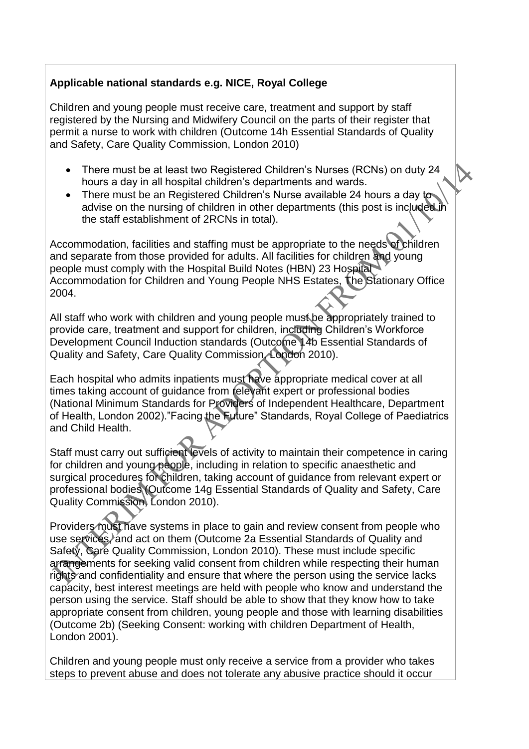**Applicable national standards e.g. NICE, Royal College**

Children and young people must receive care, treatment and support by staff registered by the Nursing and Midwifery Council on the parts of their register that permit a nurse to work with children (Outcome 14h Essential Standards of Quality and Safety, Care Quality Commission, London 2010)

- There must be at least two Registered Children's Nurses (RCNs) on duty 24 hours a day in all hospital children's departments and wards.
- There must be an Registered Children's Nurse available 24 hours a day to advise on the nursing of children in other departments (this post is included in the staff establishment of 2RCNs in total).

Accommodation, facilities and staffing must be appropriate to the needs of children and separate from those provided for adults. All facilities for children and young people must comply with the Hospital Build Notes (HBN) 23 Hospital Accommodation for Children and Young People NHS Estates, The Stationary Office 2004.

All staff who work with children and young people must be appropriately trained to provide care, treatment and support for children, including Children's Workforce Development Council Induction standards (Outcome 14b Essential Standards of Quality and Safety, Care Quality Commission, London 2010).

Each hospital who admits inpatients must have appropriate medical cover at all times taking account of guidance from relevant expert or professional bodies (National Minimum Standards for Providers of Independent Healthcare, Department of Health, London 2002)."Facing the Future" Standards, Royal College of Paediatrics and Child Health.

Staff must carry out sufficient levels of activity to maintain their competence in caring for children and young people, including in relation to specific anaesthetic and surgical procedures for children, taking account of guidance from relevant expert or professional bodies (Outcome 14g Essential Standards of Quality and Safety, Care Quality Commission, London 2010).

Providers must have systems in place to gain and review consent from people who use services, and act on them (Outcome 2a Essential Standards of Quality and Safety, Care Quality Commission, London 2010). These must include specific arrangements for seeking valid consent from children while respecting their human rights and confidentiality and ensure that where the person using the service lacks capacity, best interest meetings are held with people who know and understand the person using the service. Staff should be able to show that they know how to take appropriate consent from children, young people and those with learning disabilities (Outcome 2b) (Seeking Consent: working with children Department of Health, London 2001).

Children and young people must only receive a service from a provider who takes steps to prevent abuse and does not tolerate any abusive practice should it occur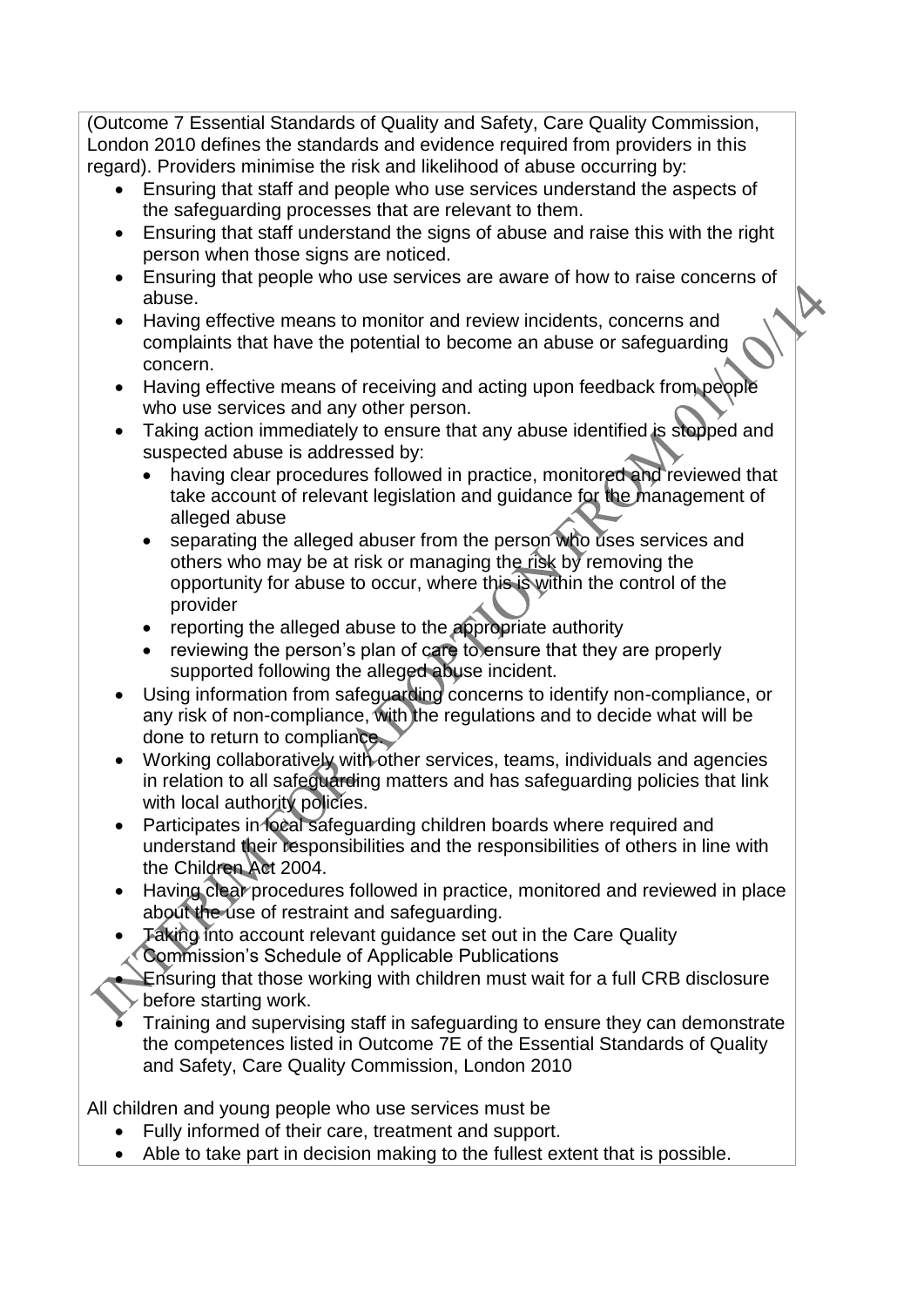(Outcome 7 Essential Standards of Quality and Safety, Care Quality Commission, London 2010 defines the standards and evidence required from providers in this regard). Providers minimise the risk and likelihood of abuse occurring by:

- Ensuring that staff and people who use services understand the aspects of the safeguarding processes that are relevant to them.
- Ensuring that staff understand the signs of abuse and raise this with the right person when those signs are noticed.
- Ensuring that people who use services are aware of how to raise concerns of abuse.
- Having effective means to monitor and review incidents, concerns and complaints that have the potential to become an abuse or safeguarding concern.
- Having effective means of receiving and acting upon feedback from people who use services and any other person.
- Taking action immediately to ensure that any abuse identified is stopped and suspected abuse is addressed by:
    - having clear procedures followed in practice, monitored and reviewed that take account of relevant legislation and guidance for the management of alleged abuse
    - separating the alleged abuser from the person who uses services and others who may be at risk or managing the risk by removing the opportunity for abuse to occur, where this is within the control of the provider
    - reporting the alleged abuse to the appropriate authority
    - reviewing the person's plan of care to ensure that they are properly supported following the alleged abuse incident.
- Using information from safeguarding concerns to identify non-compliance, or any risk of non-compliance, with the regulations and to decide what will be done to return to compliance.
- Working collaboratively with other services, teams, individuals and agencies in relation to all safeguarding matters and has safeguarding policies that link with local authority policies.
- Participates in local safeguarding children boards where required and understand their responsibilities and the responsibilities of others in line with the Children Act 2004.
- Having clear procedures followed in practice, monitored and reviewed in place about the use of restraint and safeguarding.
- Taking into account relevant guidance set out in the Care Quality Commission's Schedule of Applicable Publications
- Ensuring that those working with children must wait for a full CRB disclosure before starting work.
- Training and supervising staff in safeguarding to ensure they can demonstrate the competences listed in Outcome 7E of the Essential Standards of Quality and Safety, Care Quality Commission, London 2010

All children and young people who use services must be

- Fully informed of their care, treatment and support.
- Able to take part in decision making to the fullest extent that is possible.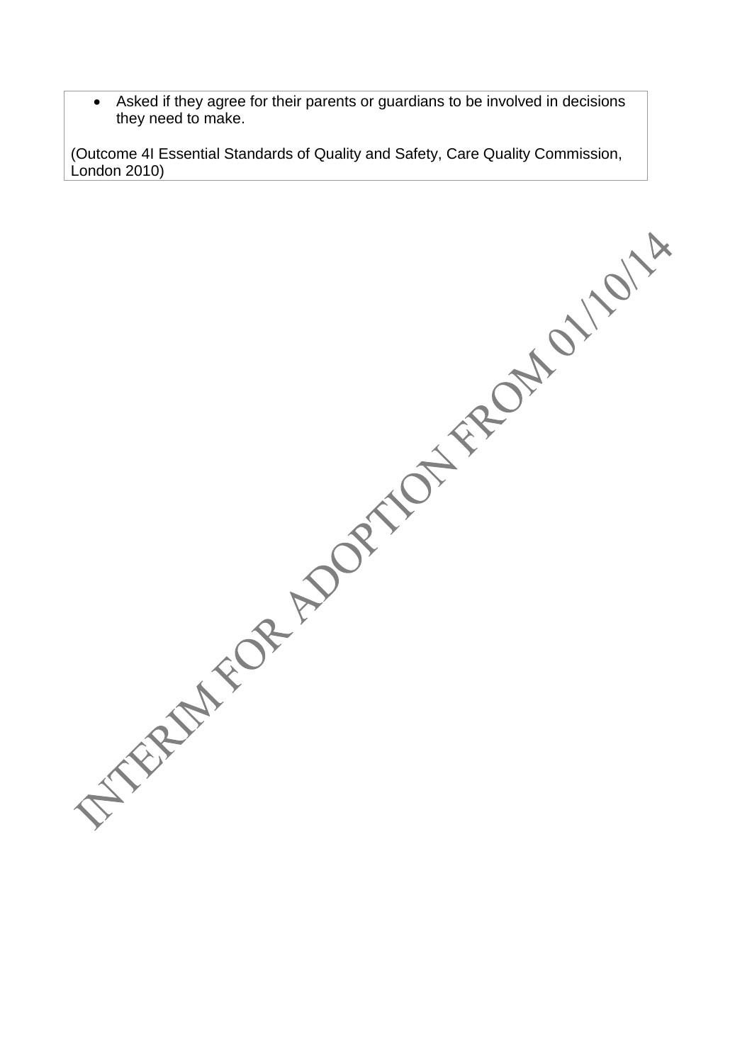- Asked if they agree for their parents or guardians to be involved in decisions they need to make.

(Outcome 4I Essential Standards of Quality and Safety, Care Quality Commission, London 2010)

INTERIM FOR ADOPTION FROM 01/10/14